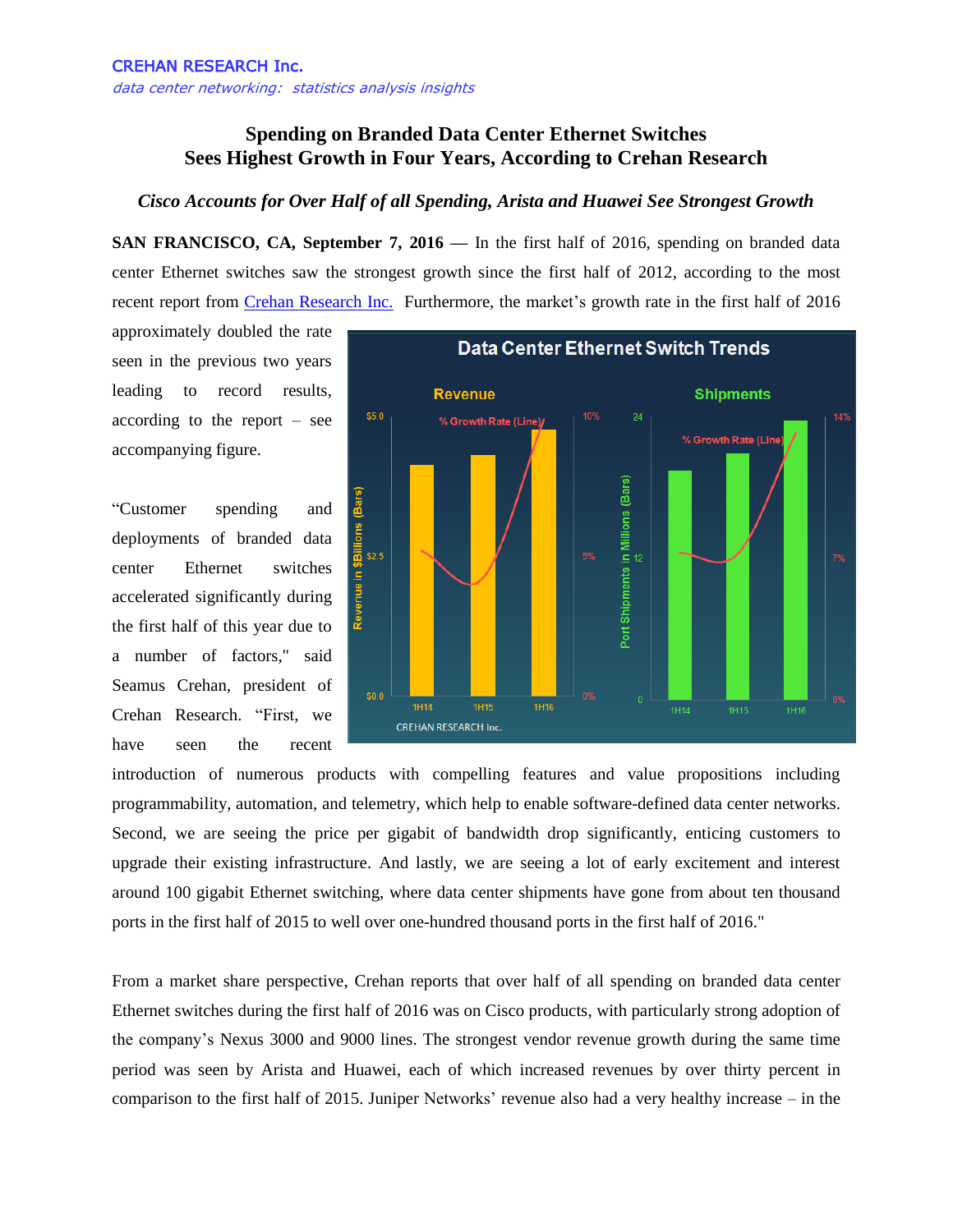CREHAN RESEARCH Inc.

*data center networking: statistics analysis insights*

# Spending on Branded Data Center Ethernet Switches Sees Highest Growth in Four Years, According to Crehan Research

### *Cisco Accounts for Over Half of all Spending, Arista and Huawei See Strongest Growth*

**SAN FRANCISCO, CA, September 7, 2016** — In the first half of 2016, spending on branded data center Ethernet switches saw the strongest growth since the first half of 2012, according to the most recent report from Crehan Research Inc. Furthermore, the market's growth rate in the first half of 2016 approximately doubled the rate seen in the previous two years leading to record results, according to the report – see accompanying figure.

“Customer spending and deployments of branded data center Ethernet switches accelerated significantly during the first half of this year due to a number of factors," said Seamus Crehan, president of Crehan Research. “First, we have seen the recent introduction of numerous products with compelling features and value propositions including programmability, automation, and telemetry, which help to enable software-defined data center networks. Second, we are seeing the price per gigabit of bandwidth drop significantly, enticing customers to upgrade their existing infrastructure. And lastly, we are seeing a lot of early excitement and interest around 100 gigabit Ethernet switching, where data center shipments have gone from about ten thousand ports in the first half of 2015 to well over one-hundred thousand ports in the first half of 2016."

From a market share perspective, Crehan reports that over half of all spending on branded data center Ethernet switches during the first half of 2016 was on Cisco products, with particularly strong adoption of the company's Nexus 3000 and 9000 lines. The strongest vendor revenue growth during the same time period was seen by Arista and Huawei, each of which increased revenues by over thirty percent in comparison to the first half of 2015. Juniper Networks' revenue also had a very healthy increase – in the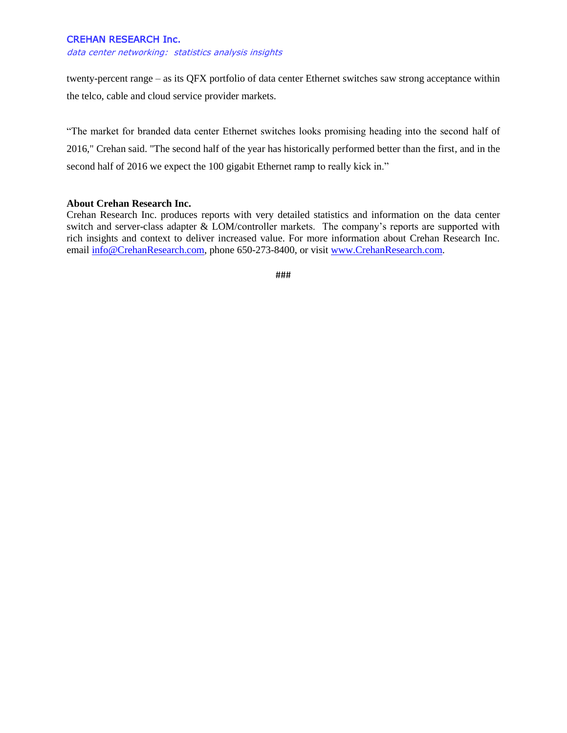twenty-percent range – as its QFX portfolio of data center Ethernet switches saw strong acceptance within the telco, cable and cloud service provider markets.

"The market for branded data center Ethernet switches looks promising heading into the second half of 2016," Crehan said. "The second half of the year has historically performed better than the first, and in the second half of 2016 we expect the 100 gigabit Ethernet ramp to really kick in."

**About Crehan Research Inc.**
Crehan Research Inc. produces reports with very detailed statistics and information on the data center switch and server-class adapter & LOM/controller markets. The company's reports are supported with rich insights and context to deliver increased value. For more information about Crehan Research Inc. email info@CrehanResearch.com, phone 650-273-8400, or visit www.CrehanResearch.com.

###